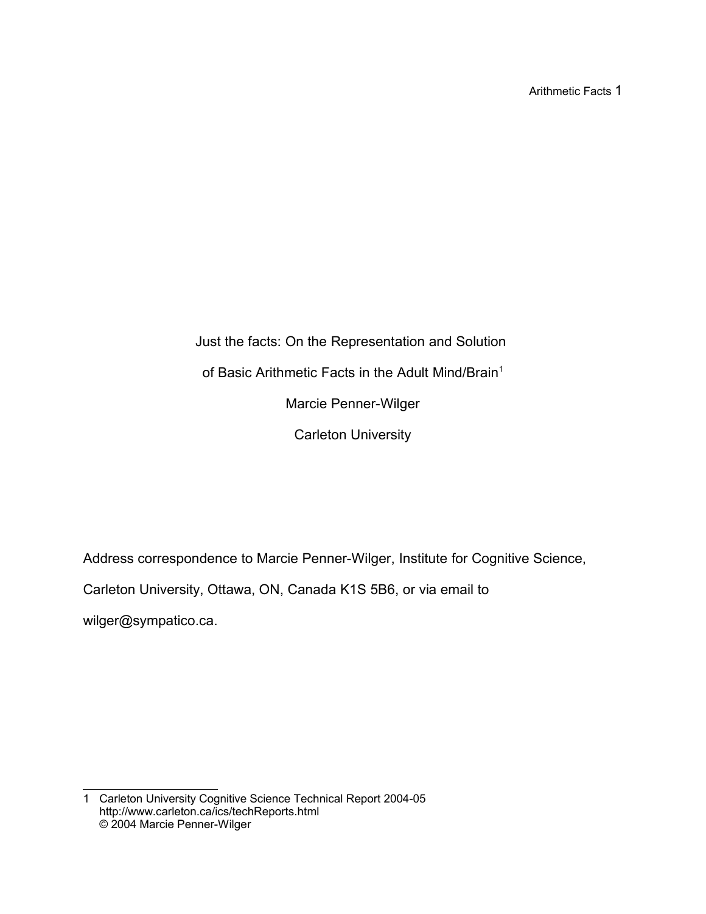# Just the facts: On the Representation and Solution of Basic Arithmetic Facts in the Adult Mind/Brain[1]

Marcie Penner-Wilger

Carleton University

Address correspondence to Marcie Penner-Wilger, Institute for Cognitive Science, Carleton University, Ottawa, ON, Canada K1S 5B6, or via email to wilger@sympatico.ca.

---

1 Carleton University Cognitive Science Technical Report 2004-05
http://www.carleton.ca/ics/techReports.html
© 2004 Marcie Penner-Wilger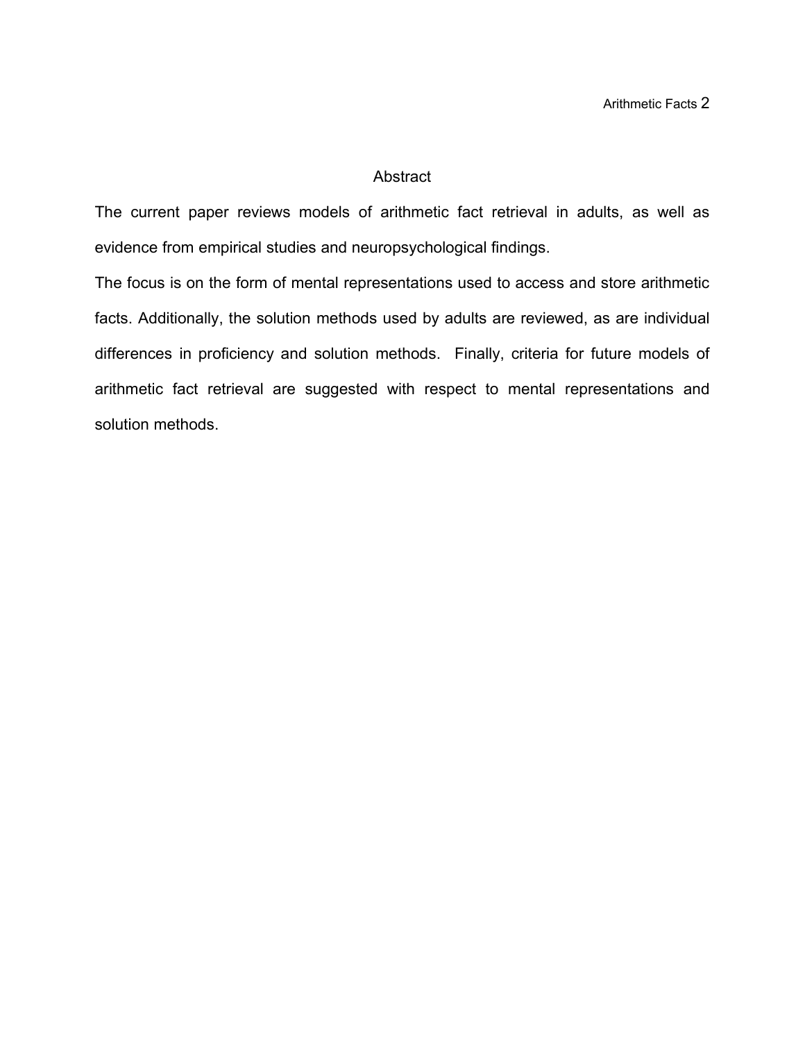## Abstract

The current paper reviews models of arithmetic fact retrieval in adults, as well as evidence from empirical studies and neuropsychological findings.

The focus is on the form of mental representations used to access and store arithmetic facts. Additionally, the solution methods used by adults are reviewed, as are individual differences in proficiency and solution methods. Finally, criteria for future models of arithmetic fact retrieval are suggested with respect to mental representations and solution methods.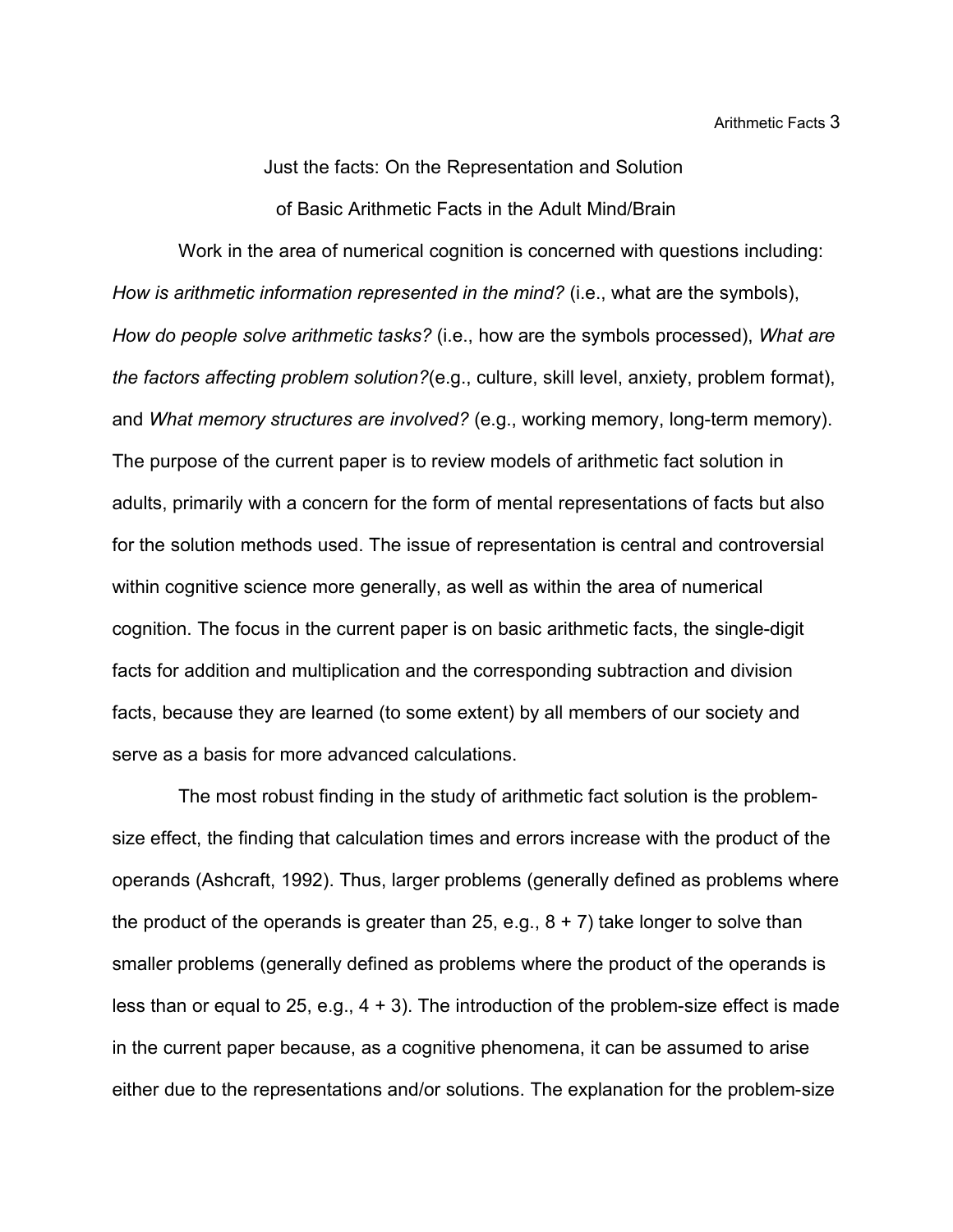# Just the facts: On the Representation and Solution of Basic Arithmetic Facts in the Adult Mind/Brain

Work in the area of numerical cognition is concerned with questions including: *How is arithmetic information represented in the mind?* (i.e., what are the symbols), *How do people solve arithmetic tasks?* (i.e., how are the symbols processed), *What are the factors affecting problem solution?*(e.g., culture, skill level, anxiety, problem format), and *What memory structures are involved?* (e.g., working memory, long-term memory). The purpose of the current paper is to review models of arithmetic fact solution in adults, primarily with a concern for the form of mental representations of facts but also for the solution methods used. The issue of representation is central and controversial within cognitive science more generally, as well as within the area of numerical cognition. The focus in the current paper is on basic arithmetic facts, the single-digit facts for addition and multiplication and the corresponding subtraction and division facts, because they are learned (to some extent) by all members of our society and serve as a basis for more advanced calculations.

The most robust finding in the study of arithmetic fact solution is the problem-size effect, the finding that calculation times and errors increase with the product of the operands (Ashcraft, 1992). Thus, larger problems (generally defined as problems where the product of the operands is greater than 25, e.g., 8 + 7) take longer to solve than smaller problems (generally defined as problems where the product of the operands is less than or equal to 25, e.g., 4 + 3). The introduction of the problem-size effect is made in the current paper because, as a cognitive phenomena, it can be assumed to arise either due to the representations and/or solutions. The explanation for the problem-size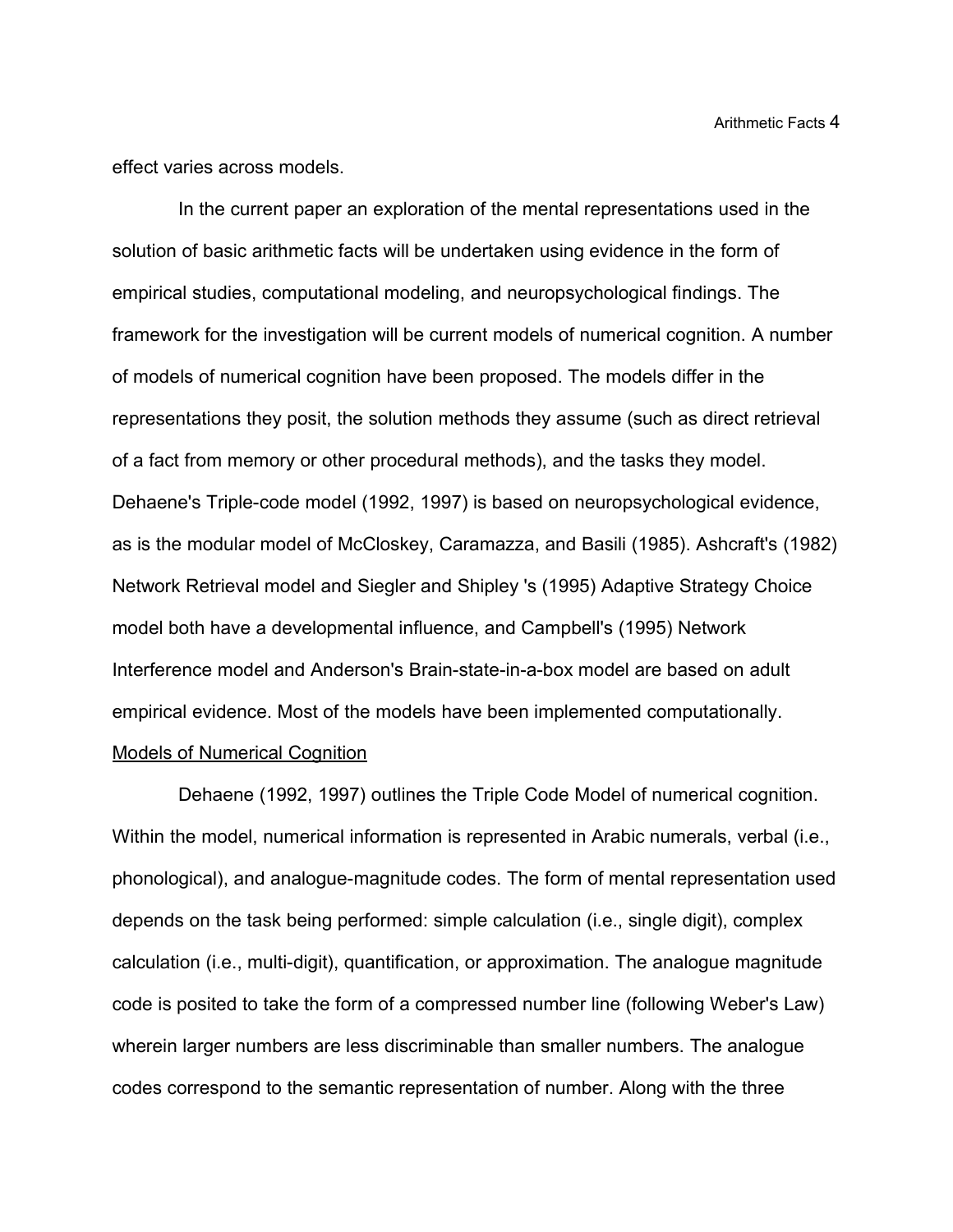effect varies across models.

In the current paper an exploration of the mental representations used in the solution of basic arithmetic facts will be undertaken using evidence in the form of empirical studies, computational modeling, and neuropsychological findings. The framework for the investigation will be current models of numerical cognition. A number of models of numerical cognition have been proposed. The models differ in the representations they posit, the solution methods they assume (such as direct retrieval of a fact from memory or other procedural methods), and the tasks they model. Dehaene's Triple-code model (1992, 1997) is based on neuropsychological evidence, as is the modular model of McCloskey, Caramazza, and Basili (1985). Ashcraft's (1982) Network Retrieval model and Siegler and Shipley 's (1995) Adaptive Strategy Choice model both have a developmental influence, and Campbell's (1995) Network Interference model and Anderson's Brain-state-in-a-box model are based on adult empirical evidence. Most of the models have been implemented computationally.

## Models of Numerical Cognition

Dehaene (1992, 1997) outlines the Triple Code Model of numerical cognition. Within the model, numerical information is represented in Arabic numerals, verbal (i.e., phonological), and analogue-magnitude codes. The form of mental representation used depends on the task being performed: simple calculation (i.e., single digit), complex calculation (i.e., multi-digit), quantification, or approximation. The analogue magnitude code is posited to take the form of a compressed number line (following Weber's Law) wherein larger numbers are less discriminable than smaller numbers. The analogue codes correspond to the semantic representation of number. Along with the three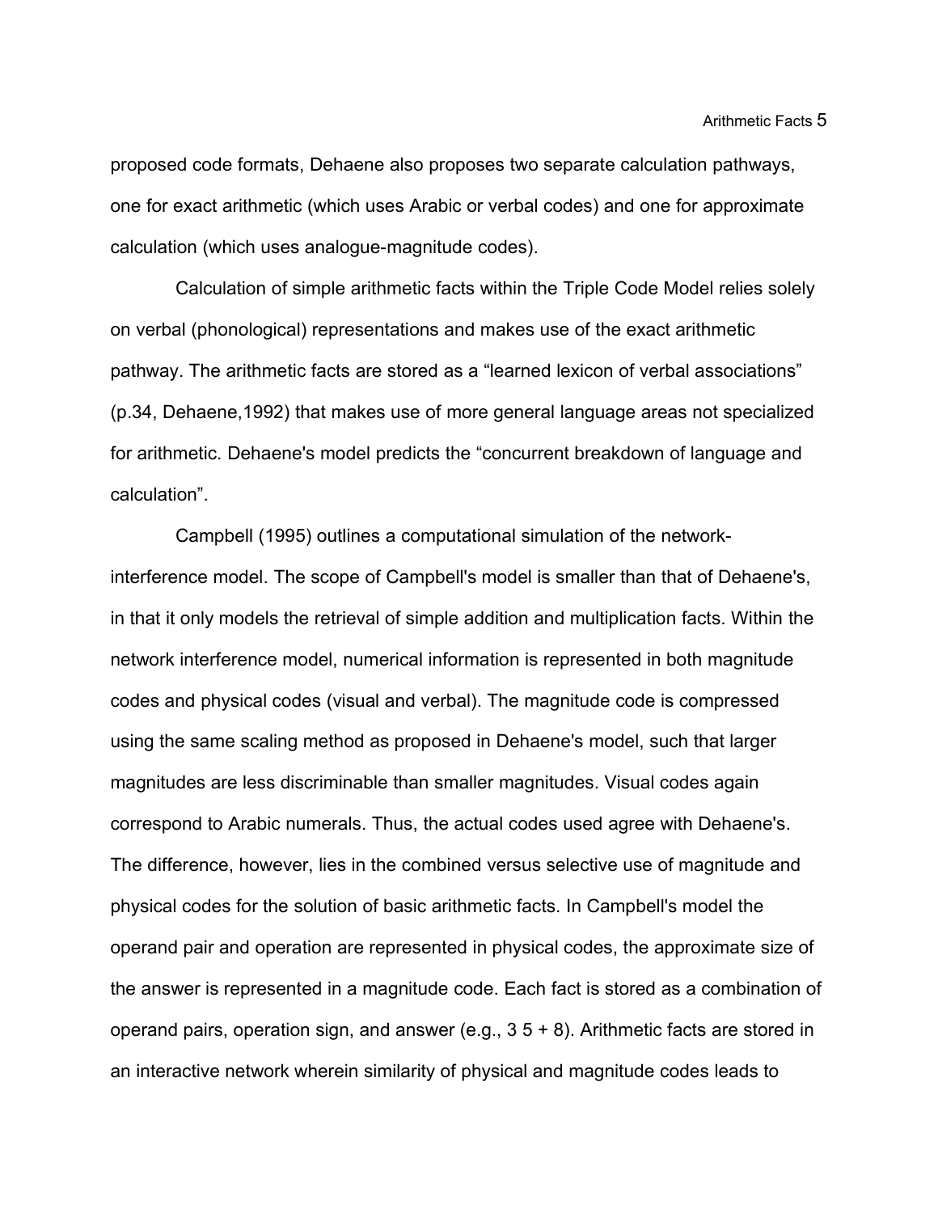proposed code formats, Dehaene also proposes two separate calculation pathways, one for exact arithmetic (which uses Arabic or verbal codes) and one for approximate calculation (which uses analogue-magnitude codes).

Calculation of simple arithmetic facts within the Triple Code Model relies solely on verbal (phonological) representations and makes use of the exact arithmetic pathway. The arithmetic facts are stored as a "learned lexicon of verbal associations" (p.34, Dehaene,1992) that makes use of more general language areas not specialized for arithmetic. Dehaene's model predicts the "concurrent breakdown of language and calculation".

Campbell (1995) outlines a computational simulation of the network-interference model. The scope of Campbell's model is smaller than that of Dehaene's, in that it only models the retrieval of simple addition and multiplication facts. Within the network interference model, numerical information is represented in both magnitude codes and physical codes (visual and verbal). The magnitude code is compressed using the same scaling method as proposed in Dehaene's model, such that larger magnitudes are less discriminable than smaller magnitudes. Visual codes again correspond to Arabic numerals. Thus, the actual codes used agree with Dehaene's. The difference, however, lies in the combined versus selective use of magnitude and physical codes for the solution of basic arithmetic facts. In Campbell's model the operand pair and operation are represented in physical codes, the approximate size of the answer is represented in a magnitude code. Each fact is stored as a combination of operand pairs, operation sign, and answer (e.g., 3 5 + 8). Arithmetic facts are stored in an interactive network wherein similarity of physical and magnitude codes leads to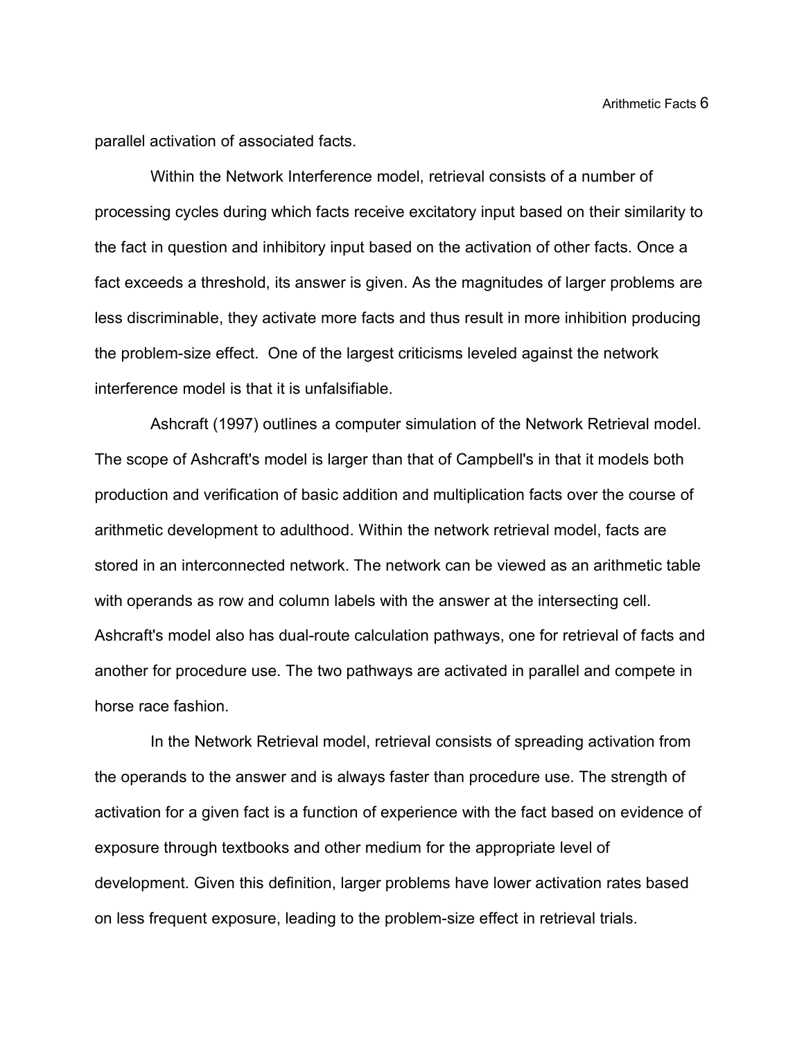parallel activation of associated facts.

Within the Network Interference model, retrieval consists of a number of processing cycles during which facts receive excitatory input based on their similarity to the fact in question and inhibitory input based on the activation of other facts. Once a fact exceeds a threshold, its answer is given. As the magnitudes of larger problems are less discriminable, they activate more facts and thus result in more inhibition producing the problem-size effect.  One of the largest criticisms leveled against the network interference model is that it is unfalsifiable.

Ashcraft (1997) outlines a computer simulation of the Network Retrieval model. The scope of Ashcraft's model is larger than that of Campbell's in that it models both production and verification of basic addition and multiplication facts over the course of arithmetic development to adulthood. Within the network retrieval model, facts are stored in an interconnected network. The network can be viewed as an arithmetic table with operands as row and column labels with the answer at the intersecting cell. Ashcraft's model also has dual-route calculation pathways, one for retrieval of facts and another for procedure use. The two pathways are activated in parallel and compete in horse race fashion.

In the Network Retrieval model, retrieval consists of spreading activation from the operands to the answer and is always faster than procedure use. The strength of activation for a given fact is a function of experience with the fact based on evidence of exposure through textbooks and other medium for the appropriate level of development. Given this definition, larger problems have lower activation rates based on less frequent exposure, leading to the problem-size effect in retrieval trials.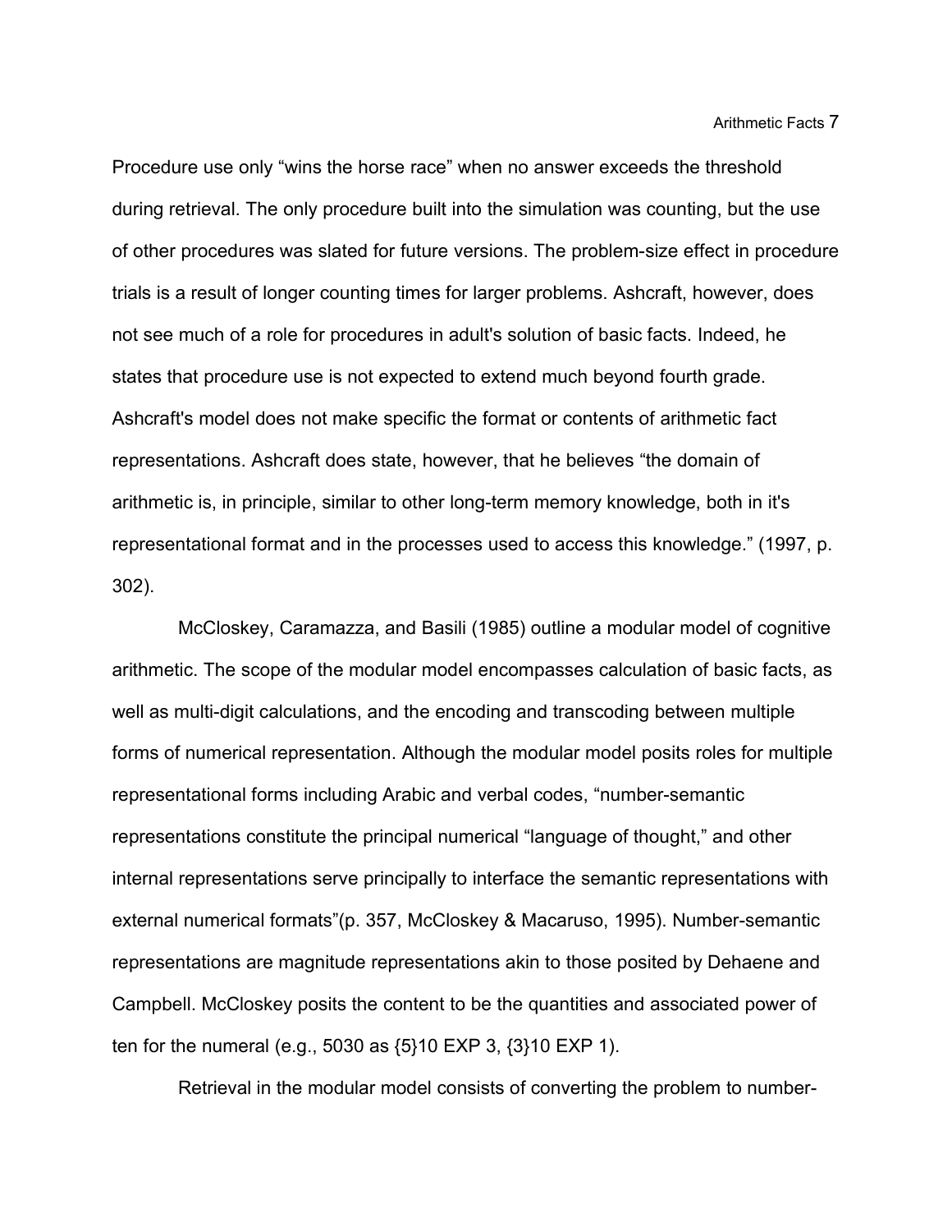Procedure use only "wins the horse race" when no answer exceeds the threshold during retrieval. The only procedure built into the simulation was counting, but the use of other procedures was slated for future versions. The problem-size effect in procedure trials is a result of longer counting times for larger problems. Ashcraft, however, does not see much of a role for procedures in adult's solution of basic facts. Indeed, he states that procedure use is not expected to extend much beyond fourth grade. Ashcraft's model does not make specific the format or contents of arithmetic fact representations. Ashcraft does state, however, that he believes "the domain of arithmetic is, in principle, similar to other long-term memory knowledge, both in it's representational format and in the processes used to access this knowledge." (1997, p. 302).

McCloskey, Caramazza, and Basili (1985) outline a modular model of cognitive arithmetic. The scope of the modular model encompasses calculation of basic facts, as well as multi-digit calculations, and the encoding and transcoding between multiple forms of numerical representation. Although the modular model posits roles for multiple representational forms including Arabic and verbal codes, "number-semantic representations constitute the principal numerical "language of thought," and other internal representations serve principally to interface the semantic representations with external numerical formats"(p. 357, McCloskey & Macaruso, 1995). Number-semantic representations are magnitude representations akin to those posited by Dehaene and Campbell. McCloskey posits the content to be the quantities and associated power of ten for the numeral (e.g., 5030 as {5}10 EXP 3, {3}10 EXP 1).

Retrieval in the modular model consists of converting the problem to number-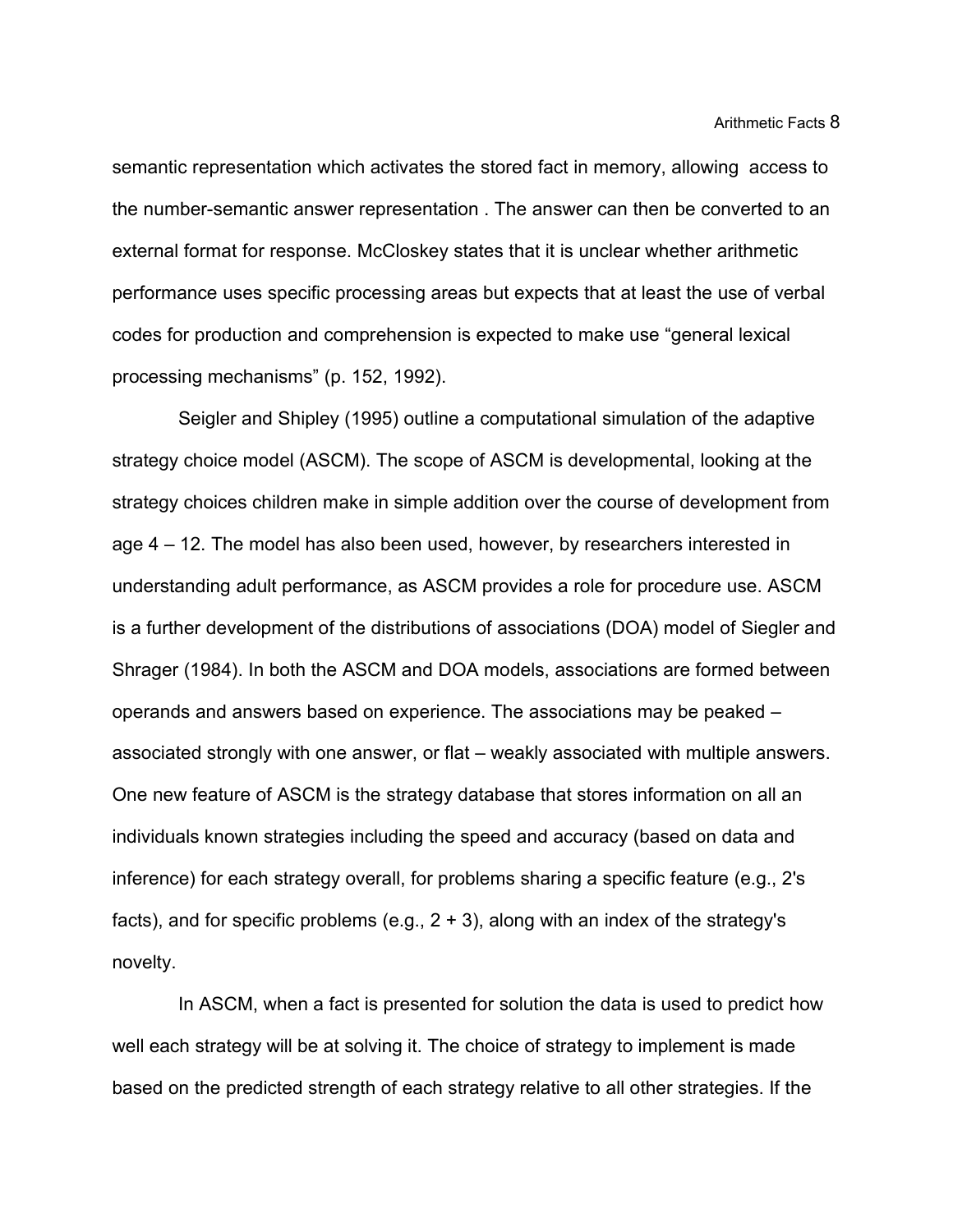semantic representation which activates the stored fact in memory, allowing access to the number-semantic answer representation . The answer can then be converted to an external format for response. McCloskey states that it is unclear whether arithmetic performance uses specific processing areas but expects that at least the use of verbal codes for production and comprehension is expected to make use “general lexical processing mechanisms” (p. 152, 1992).

Seigler and Shipley (1995) outline a computational simulation of the adaptive strategy choice model (ASCM). The scope of ASCM is developmental, looking at the strategy choices children make in simple addition over the course of development from age 4 – 12. The model has also been used, however, by researchers interested in understanding adult performance, as ASCM provides a role for procedure use. ASCM is a further development of the distributions of associations (DOA) model of Siegler and Shrager (1984). In both the ASCM and DOA models, associations are formed between operands and answers based on experience. The associations may be peaked – associated strongly with one answer, or flat – weakly associated with multiple answers. One new feature of ASCM is the strategy database that stores information on all an individuals known strategies including the speed and accuracy (based on data and inference) for each strategy overall, for problems sharing a specific feature (e.g., 2's facts), and for specific problems (e.g., 2 + 3), along with an index of the strategy's novelty.

In ASCM, when a fact is presented for solution the data is used to predict how well each strategy will be at solving it. The choice of strategy to implement is made based on the predicted strength of each strategy relative to all other strategies. If the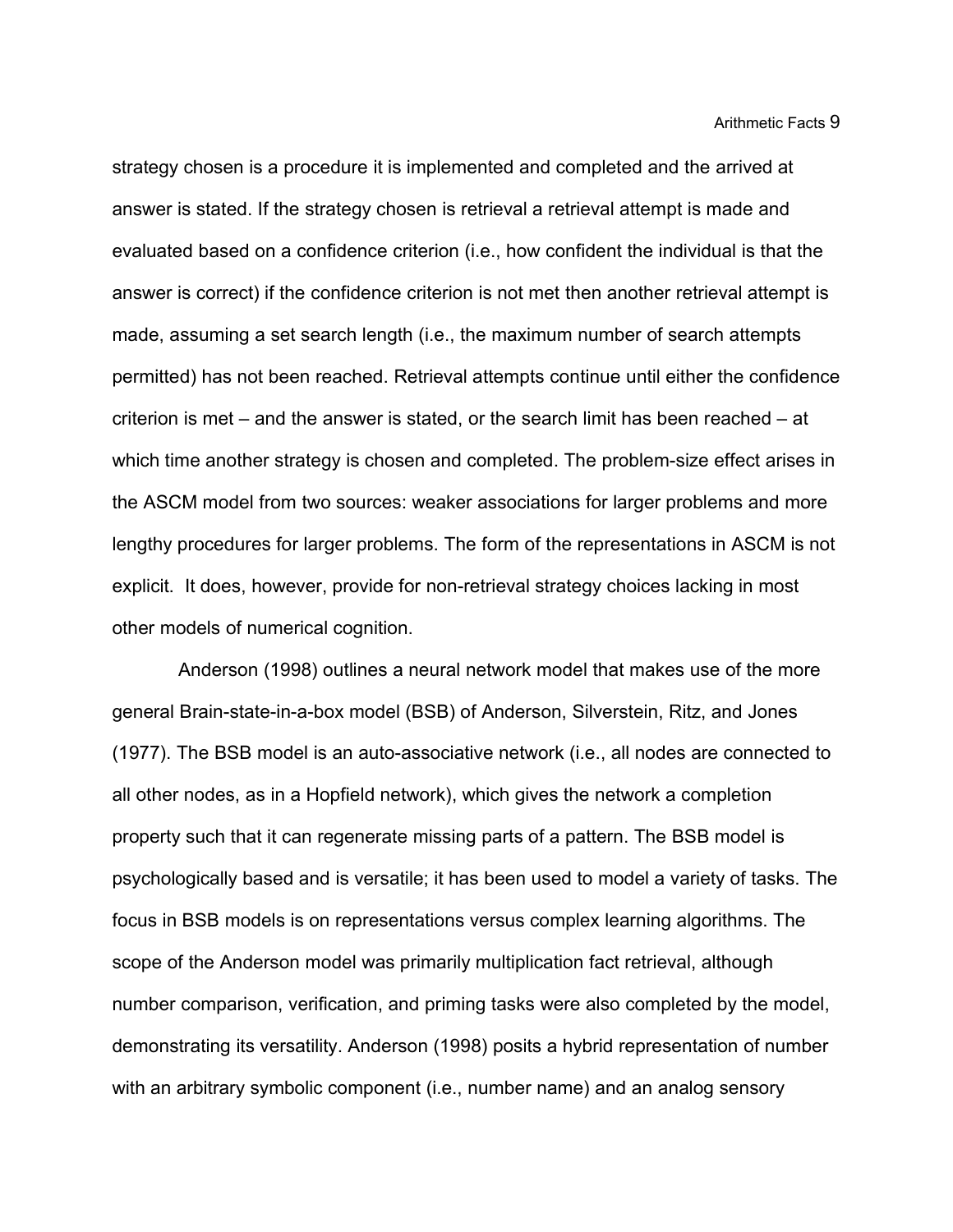strategy chosen is a procedure it is implemented and completed and the arrived at answer is stated. If the strategy chosen is retrieval a retrieval attempt is made and evaluated based on a confidence criterion (i.e., how confident the individual is that the answer is correct) if the confidence criterion is not met then another retrieval attempt is made, assuming a set search length (i.e., the maximum number of search attempts permitted) has not been reached. Retrieval attempts continue until either the confidence criterion is met – and the answer is stated, or the search limit has been reached – at which time another strategy is chosen and completed. The problem-size effect arises in the ASCM model from two sources: weaker associations for larger problems and more lengthy procedures for larger problems. The form of the representations in ASCM is not explicit. It does, however, provide for non-retrieval strategy choices lacking in most other models of numerical cognition.

Anderson (1998) outlines a neural network model that makes use of the more general Brain-state-in-a-box model (BSB) of Anderson, Silverstein, Ritz, and Jones (1977). The BSB model is an auto-associative network (i.e., all nodes are connected to all other nodes, as in a Hopfield network), which gives the network a completion property such that it can regenerate missing parts of a pattern. The BSB model is psychologically based and is versatile; it has been used to model a variety of tasks. The focus in BSB models is on representations versus complex learning algorithms. The scope of the Anderson model was primarily multiplication fact retrieval, although number comparison, verification, and priming tasks were also completed by the model, demonstrating its versatility. Anderson (1998) posits a hybrid representation of number with an arbitrary symbolic component (i.e., number name) and an analog sensory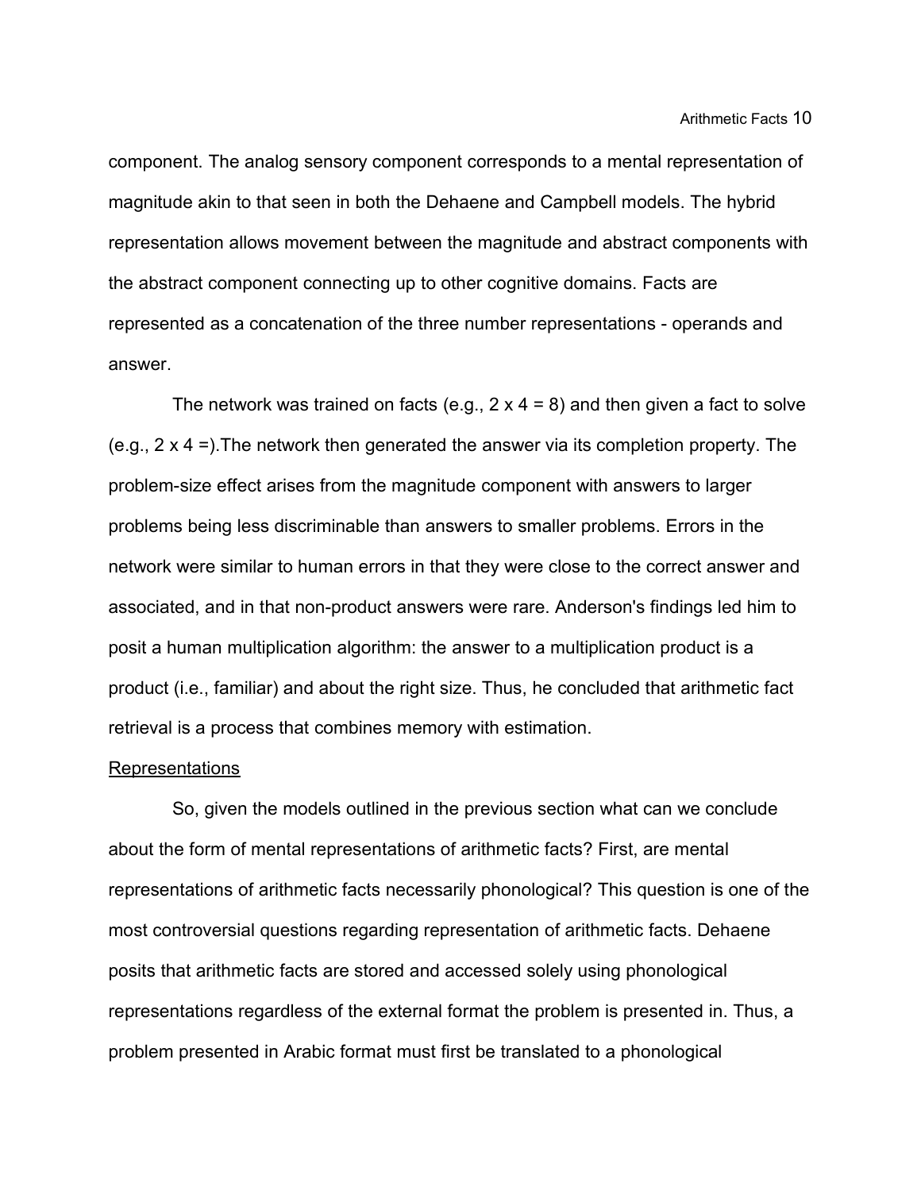component. The analog sensory component corresponds to a mental representation of magnitude akin to that seen in both the Dehaene and Campbell models. The hybrid representation allows movement between the magnitude and abstract components with the abstract component connecting up to other cognitive domains. Facts are represented as a concatenation of the three number representations - operands and answer.

The network was trained on facts (e.g., 2 x 4 = 8) and then given a fact to solve (e.g., 2 x 4 =).The network then generated the answer via its completion property. The problem-size effect arises from the magnitude component with answers to larger problems being less discriminable than answers to smaller problems. Errors in the network were similar to human errors in that they were close to the correct answer and associated, and in that non-product answers were rare. Anderson's findings led him to posit a human multiplication algorithm: the answer to a multiplication product is a product (i.e., familiar) and about the right size. Thus, he concluded that arithmetic fact retrieval is a process that combines memory with estimation.

<u>Representations</u>

So, given the models outlined in the previous section what can we conclude about the form of mental representations of arithmetic facts? First, are mental representations of arithmetic facts necessarily phonological? This question is one of the most controversial questions regarding representation of arithmetic facts. Dehaene posits that arithmetic facts are stored and accessed solely using phonological representations regardless of the external format the problem is presented in. Thus, a problem presented in Arabic format must first be translated to a phonological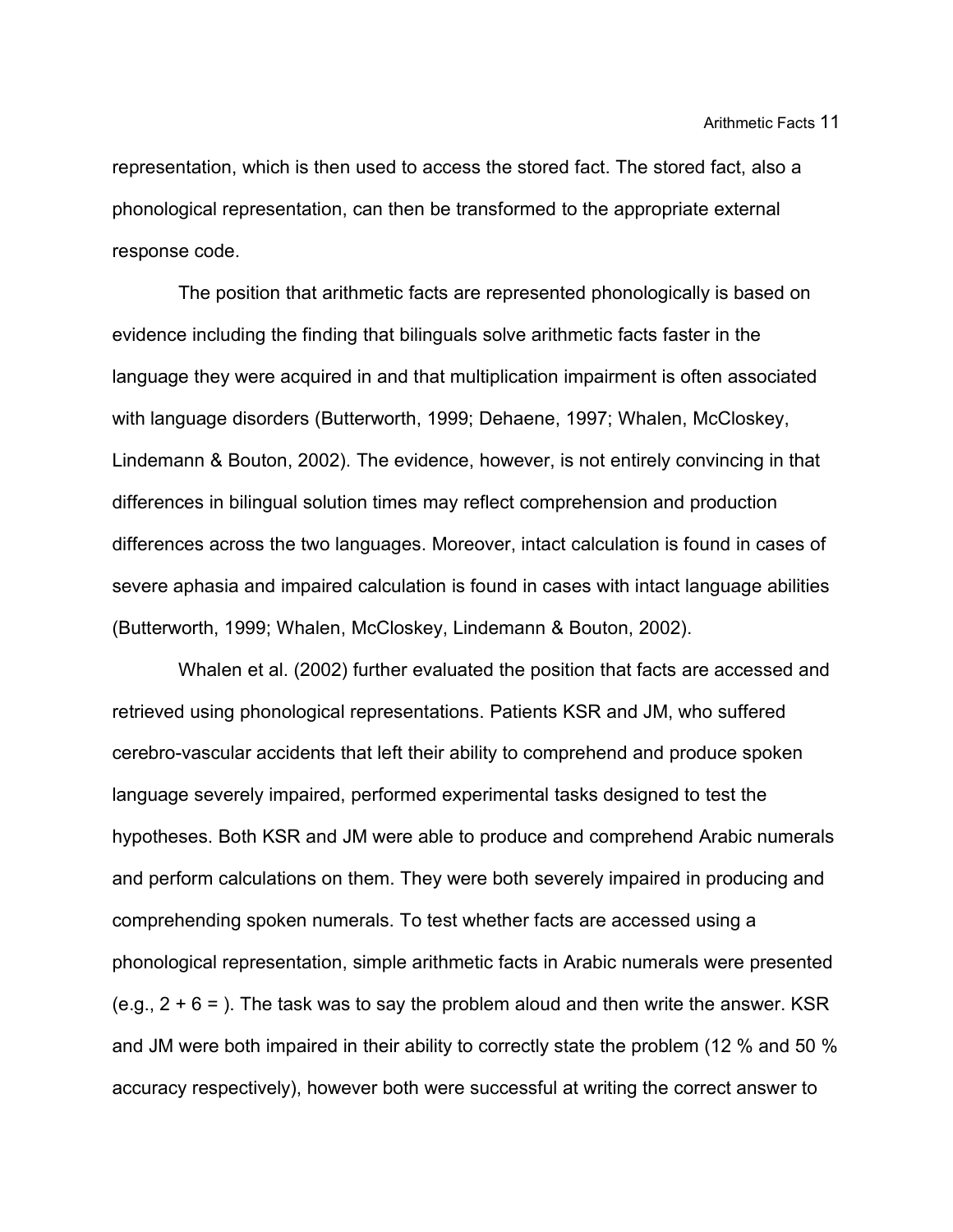representation, which is then used to access the stored fact. The stored fact, also a phonological representation, can then be transformed to the appropriate external response code.

The position that arithmetic facts are represented phonologically is based on evidence including the finding that bilinguals solve arithmetic facts faster in the language they were acquired in and that multiplication impairment is often associated with language disorders (Butterworth, 1999; Dehaene, 1997; Whalen, McCloskey, Lindemann & Bouton, 2002). The evidence, however, is not entirely convincing in that differences in bilingual solution times may reflect comprehension and production differences across the two languages. Moreover, intact calculation is found in cases of severe aphasia and impaired calculation is found in cases with intact language abilities (Butterworth, 1999; Whalen, McCloskey, Lindemann & Bouton, 2002).

Whalen et al. (2002) further evaluated the position that facts are accessed and retrieved using phonological representations. Patients KSR and JM, who suffered cerebro-vascular accidents that left their ability to comprehend and produce spoken language severely impaired, performed experimental tasks designed to test the hypotheses. Both KSR and JM were able to produce and comprehend Arabic numerals and perform calculations on them. They were both severely impaired in producing and comprehending spoken numerals. To test whether facts are accessed using a phonological representation, simple arithmetic facts in Arabic numerals were presented (e.g., 2 + 6 = ). The task was to say the problem aloud and then write the answer. KSR and JM were both impaired in their ability to correctly state the problem (12 % and 50 % accuracy respectively), however both were successful at writing the correct answer to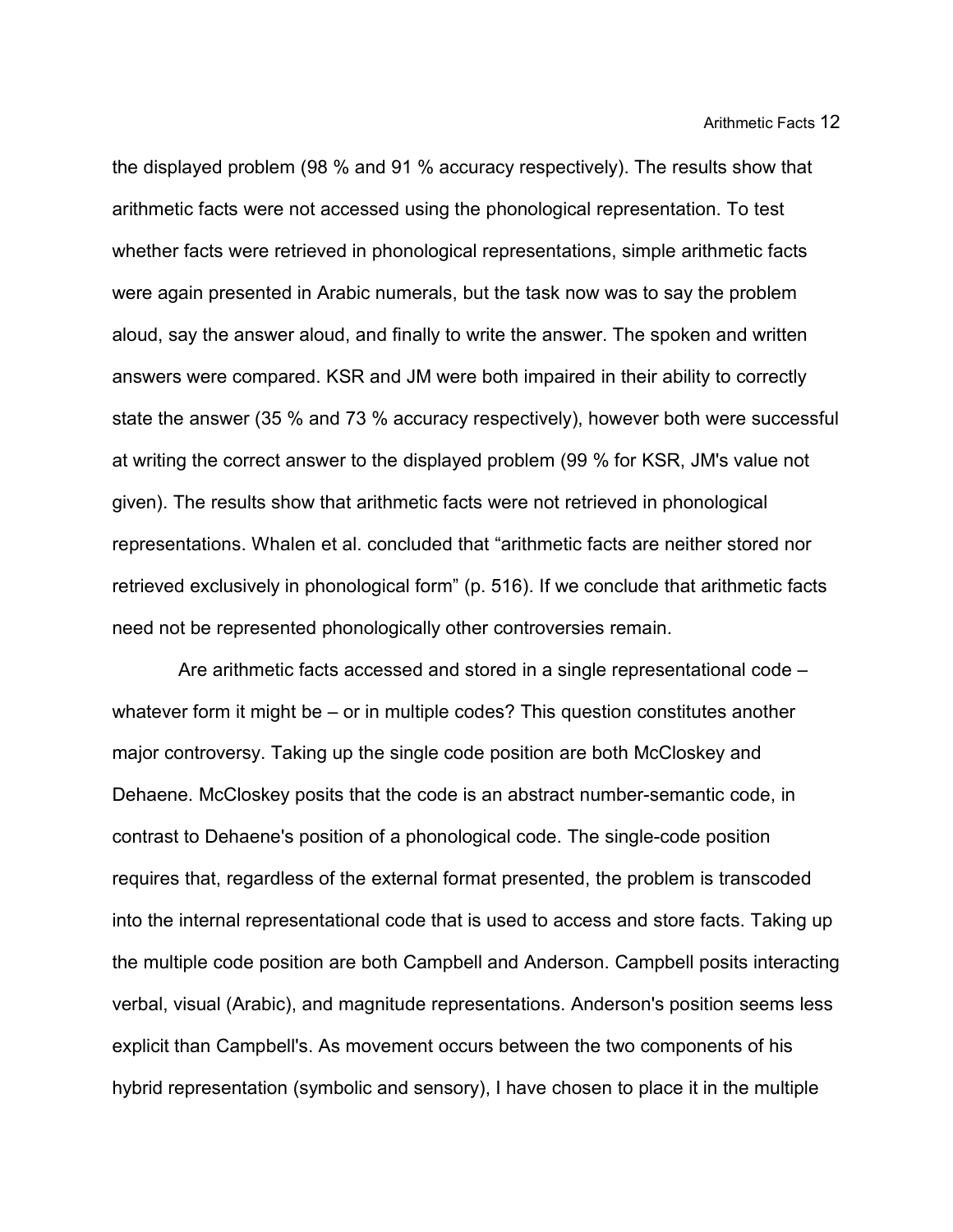the displayed problem (98 % and 91 % accuracy respectively). The results show that arithmetic facts were not accessed using the phonological representation. To test whether facts were retrieved in phonological representations, simple arithmetic facts were again presented in Arabic numerals, but the task now was to say the problem aloud, say the answer aloud, and finally to write the answer. The spoken and written answers were compared. KSR and JM were both impaired in their ability to correctly state the answer (35 % and 73 % accuracy respectively), however both were successful at writing the correct answer to the displayed problem (99 % for KSR, JM's value not given). The results show that arithmetic facts were not retrieved in phonological representations. Whalen et al. concluded that "arithmetic facts are neither stored nor retrieved exclusively in phonological form" (p. 516). If we conclude that arithmetic facts need not be represented phonologically other controversies remain.

Are arithmetic facts accessed and stored in a single representational code – whatever form it might be – or in multiple codes? This question constitutes another major controversy. Taking up the single code position are both McCloskey and Dehaene. McCloskey posits that the code is an abstract number-semantic code, in contrast to Dehaene's position of a phonological code. The single-code position requires that, regardless of the external format presented, the problem is transcoded into the internal representational code that is used to access and store facts. Taking up the multiple code position are both Campbell and Anderson. Campbell posits interacting verbal, visual (Arabic), and magnitude representations. Anderson's position seems less explicit than Campbell's. As movement occurs between the two components of his hybrid representation (symbolic and sensory), I have chosen to place it in the multiple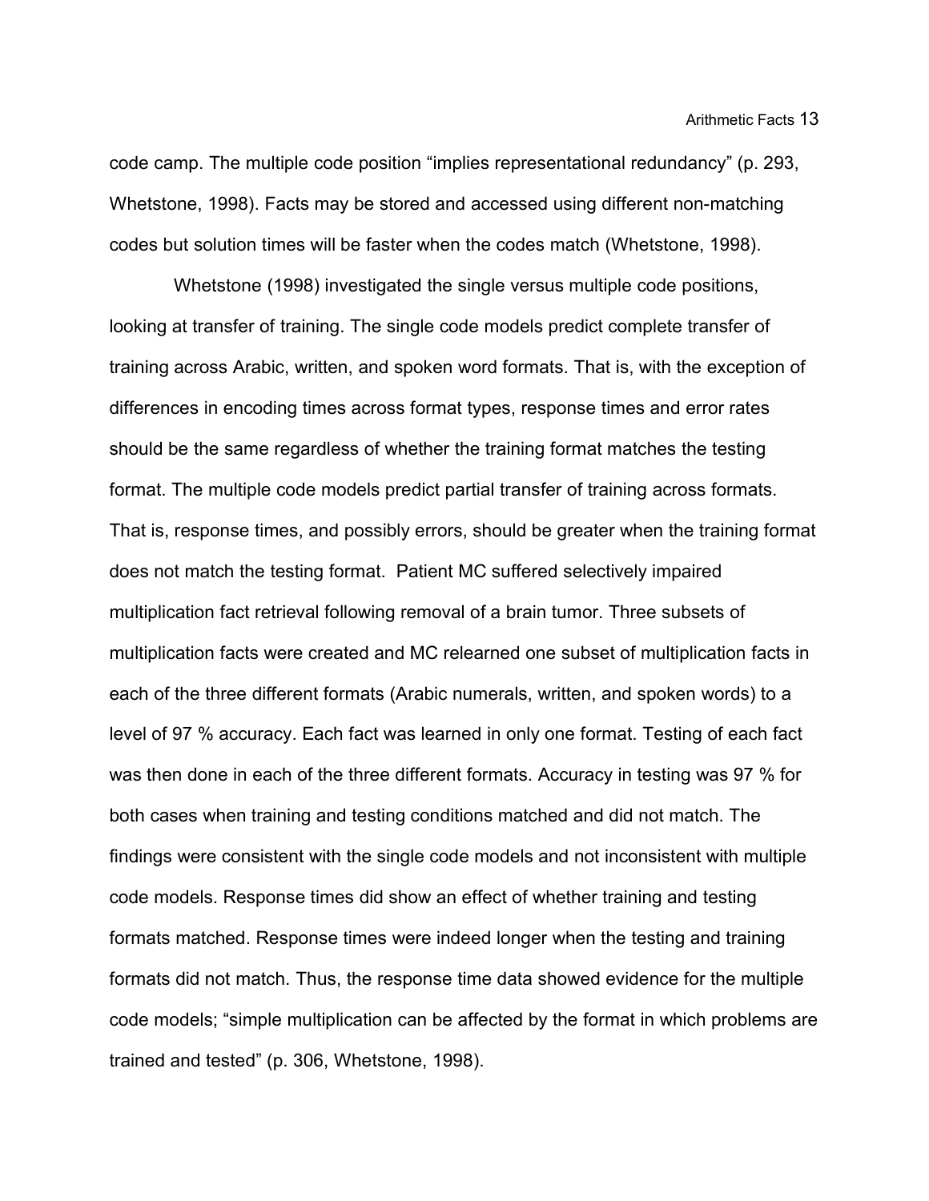code camp. The multiple code position “implies representational redundancy” (p. 293, Whetstone, 1998). Facts may be stored and accessed using different non-matching codes but solution times will be faster when the codes match (Whetstone, 1998).

Whetstone (1998) investigated the single versus multiple code positions, looking at transfer of training. The single code models predict complete transfer of training across Arabic, written, and spoken word formats. That is, with the exception of differences in encoding times across format types, response times and error rates should be the same regardless of whether the training format matches the testing format. The multiple code models predict partial transfer of training across formats. That is, response times, and possibly errors, should be greater when the training format does not match the testing format. Patient MC suffered selectively impaired multiplication fact retrieval following removal of a brain tumor. Three subsets of multiplication facts were created and MC relearned one subset of multiplication facts in each of the three different formats (Arabic numerals, written, and spoken words) to a level of 97 % accuracy. Each fact was learned in only one format. Testing of each fact was then done in each of the three different formats. Accuracy in testing was 97 % for both cases when training and testing conditions matched and did not match. The findings were consistent with the single code models and not inconsistent with multiple code models. Response times did show an effect of whether training and testing formats matched. Response times were indeed longer when the testing and training formats did not match. Thus, the response time data showed evidence for the multiple code models; “simple multiplication can be affected by the format in which problems are trained and tested” (p. 306, Whetstone, 1998).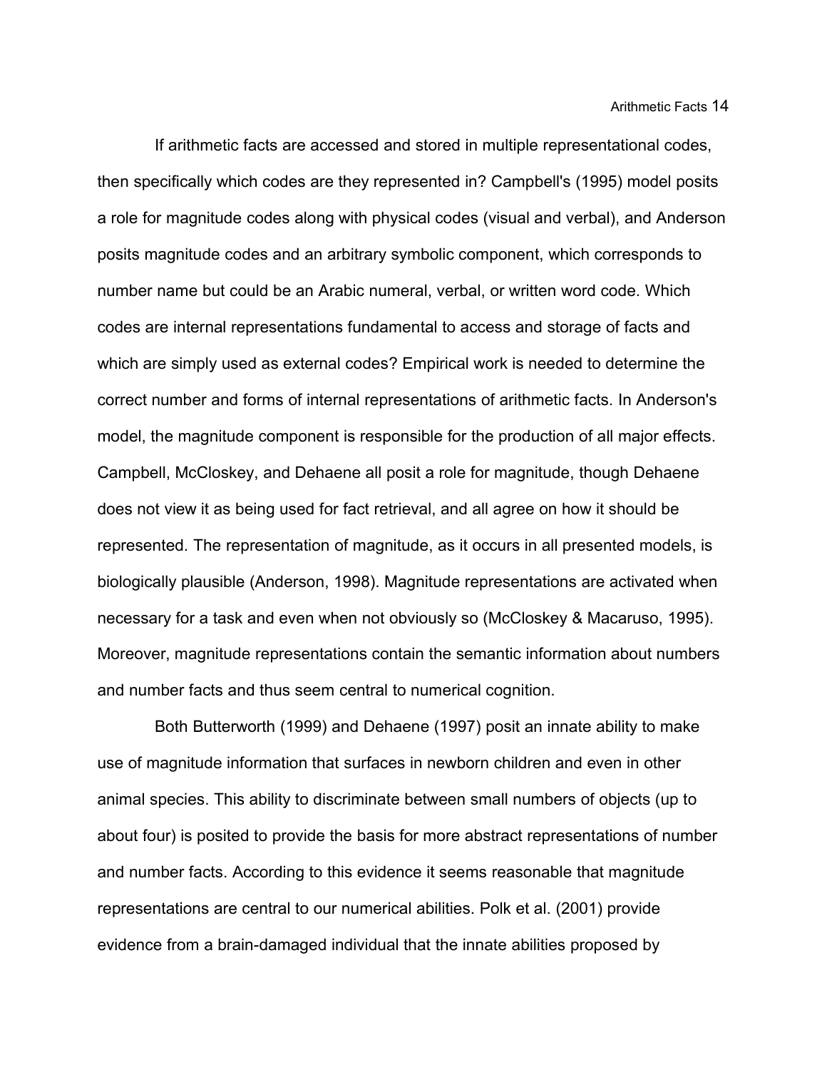If arithmetic facts are accessed and stored in multiple representational codes, then specifically which codes are they represented in? Campbell's (1995) model posits a role for magnitude codes along with physical codes (visual and verbal), and Anderson posits magnitude codes and an arbitrary symbolic component, which corresponds to number name but could be an Arabic numeral, verbal, or written word code. Which codes are internal representations fundamental to access and storage of facts and which are simply used as external codes? Empirical work is needed to determine the correct number and forms of internal representations of arithmetic facts. In Anderson's model, the magnitude component is responsible for the production of all major effects. Campbell, McCloskey, and Dehaene all posit a role for magnitude, though Dehaene does not view it as being used for fact retrieval, and all agree on how it should be represented. The representation of magnitude, as it occurs in all presented models, is biologically plausible (Anderson, 1998). Magnitude representations are activated when necessary for a task and even when not obviously so (McCloskey & Macaruso, 1995). Moreover, magnitude representations contain the semantic information about numbers and number facts and thus seem central to numerical cognition.

Both Butterworth (1999) and Dehaene (1997) posit an innate ability to make use of magnitude information that surfaces in newborn children and even in other animal species. This ability to discriminate between small numbers of objects (up to about four) is posited to provide the basis for more abstract representations of number and number facts. According to this evidence it seems reasonable that magnitude representations are central to our numerical abilities. Polk et al. (2001) provide evidence from a brain-damaged individual that the innate abilities proposed by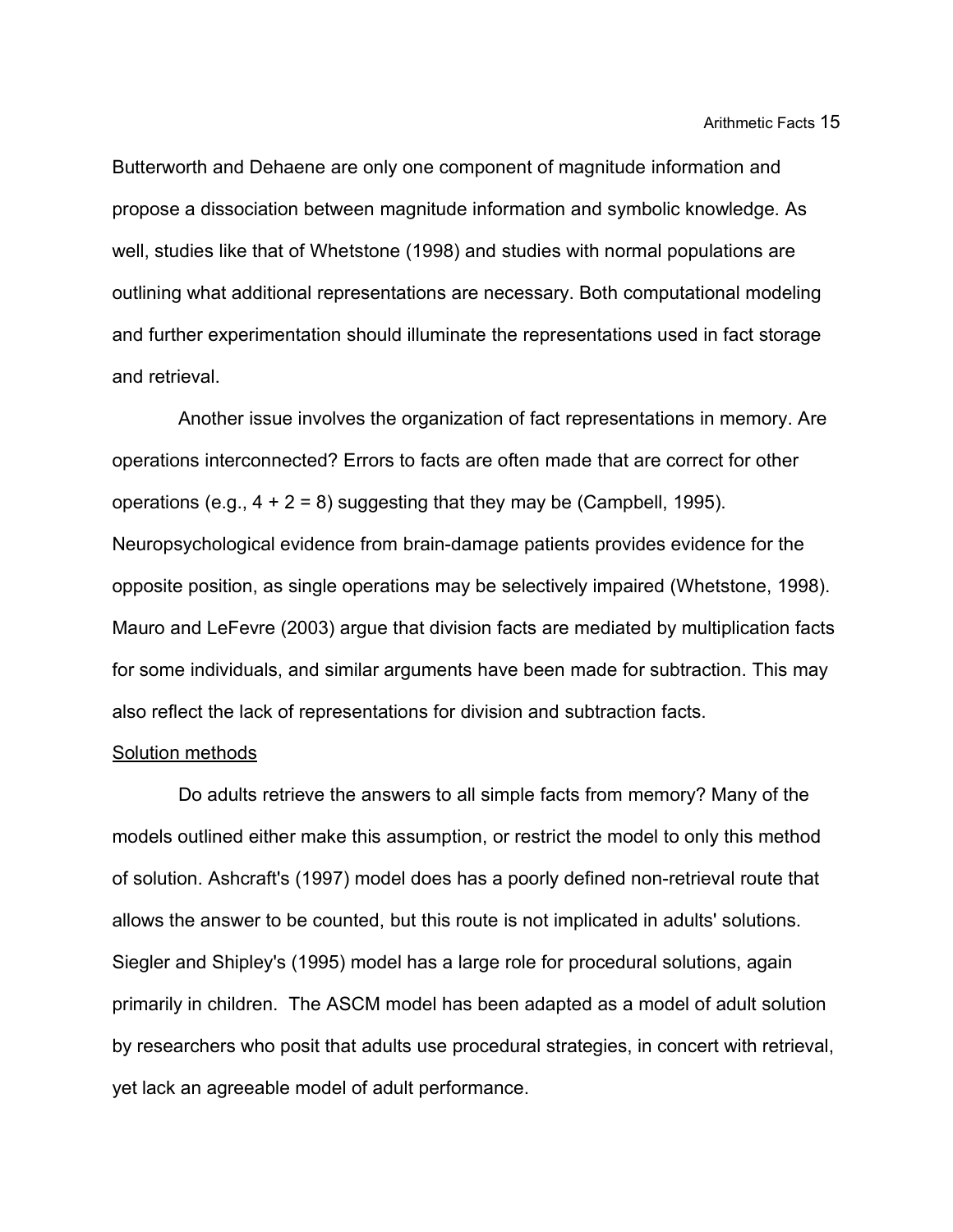Butterworth and Dehaene are only one component of magnitude information and propose a dissociation between magnitude information and symbolic knowledge. As well, studies like that of Whetstone (1998) and studies with normal populations are outlining what additional representations are necessary. Both computational modeling and further experimentation should illuminate the representations used in fact storage and retrieval.

Another issue involves the organization of fact representations in memory. Are operations interconnected? Errors to facts are often made that are correct for other operations (e.g., 4 + 2 = 8) suggesting that they may be (Campbell, 1995). Neuropsychological evidence from brain-damage patients provides evidence for the opposite position, as single operations may be selectively impaired (Whetstone, 1998). Mauro and LeFevre (2003) argue that division facts are mediated by multiplication facts for some individuals, and similar arguments have been made for subtraction. This may also reflect the lack of representations for division and subtraction facts.

<u>Solution methods</u>

Do adults retrieve the answers to all simple facts from memory? Many of the models outlined either make this assumption, or restrict the model to only this method of solution. Ashcraft's (1997) model does has a poorly defined non-retrieval route that allows the answer to be counted, but this route is not implicated in adults' solutions. Siegler and Shipley's (1995) model has a large role for procedural solutions, again primarily in children. The ASCM model has been adapted as a model of adult solution by researchers who posit that adults use procedural strategies, in concert with retrieval, yet lack an agreeable model of adult performance.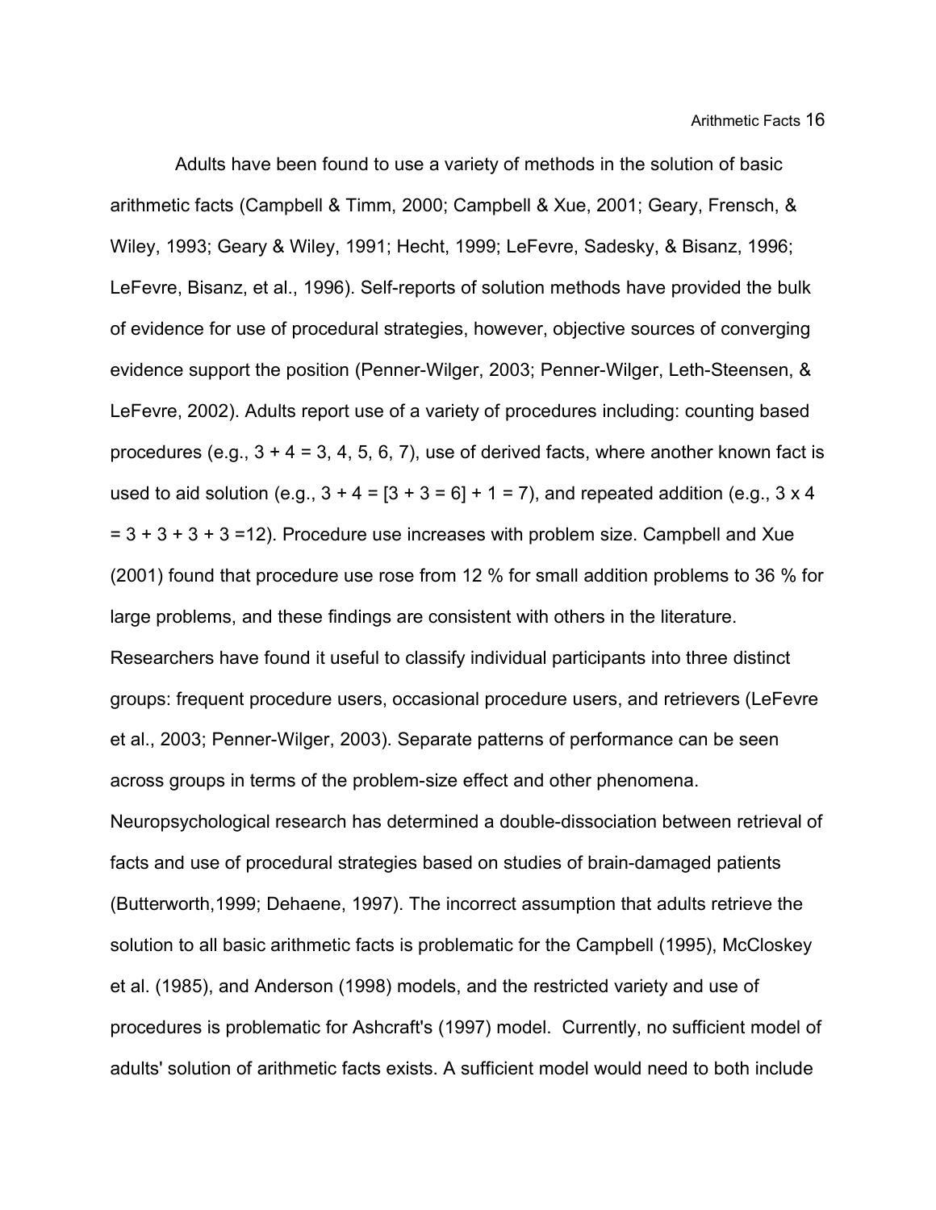Adults have been found to use a variety of methods in the solution of basic arithmetic facts (Campbell & Timm, 2000; Campbell & Xue, 2001; Geary, Frensch, & Wiley, 1993; Geary & Wiley, 1991; Hecht, 1999; LeFevre, Sadesky, & Bisanz, 1996; LeFevre, Bisanz, et al., 1996). Self-reports of solution methods have provided the bulk of evidence for use of procedural strategies, however, objective sources of converging evidence support the position (Penner-Wilger, 2003; Penner-Wilger, Leth-Steensen, & LeFevre, 2002). Adults report use of a variety of procedures including: counting based procedures (e.g., 3 + 4 = 3, 4, 5, 6, 7), use of derived facts, where another known fact is used to aid solution (e.g., 3 + 4 = [3 + 3 = 6] + 1 = 7), and repeated addition (e.g., 3 x 4 = 3 + 3 + 3 + 3 =12). Procedure use increases with problem size. Campbell and Xue (2001) found that procedure use rose from 12 % for small addition problems to 36 % for large problems, and these findings are consistent with others in the literature. Researchers have found it useful to classify individual participants into three distinct groups: frequent procedure users, occasional procedure users, and retrievers (LeFevre et al., 2003; Penner-Wilger, 2003). Separate patterns of performance can be seen across groups in terms of the problem-size effect and other phenomena. Neuropsychological research has determined a double-dissociation between retrieval of facts and use of procedural strategies based on studies of brain-damaged patients (Butterworth,1999; Dehaene, 1997). The incorrect assumption that adults retrieve the solution to all basic arithmetic facts is problematic for the Campbell (1995), McCloskey et al. (1985), and Anderson (1998) models, and the restricted variety and use of procedures is problematic for Ashcraft's (1997) model. Currently, no sufficient model of adults' solution of arithmetic facts exists. A sufficient model would need to both include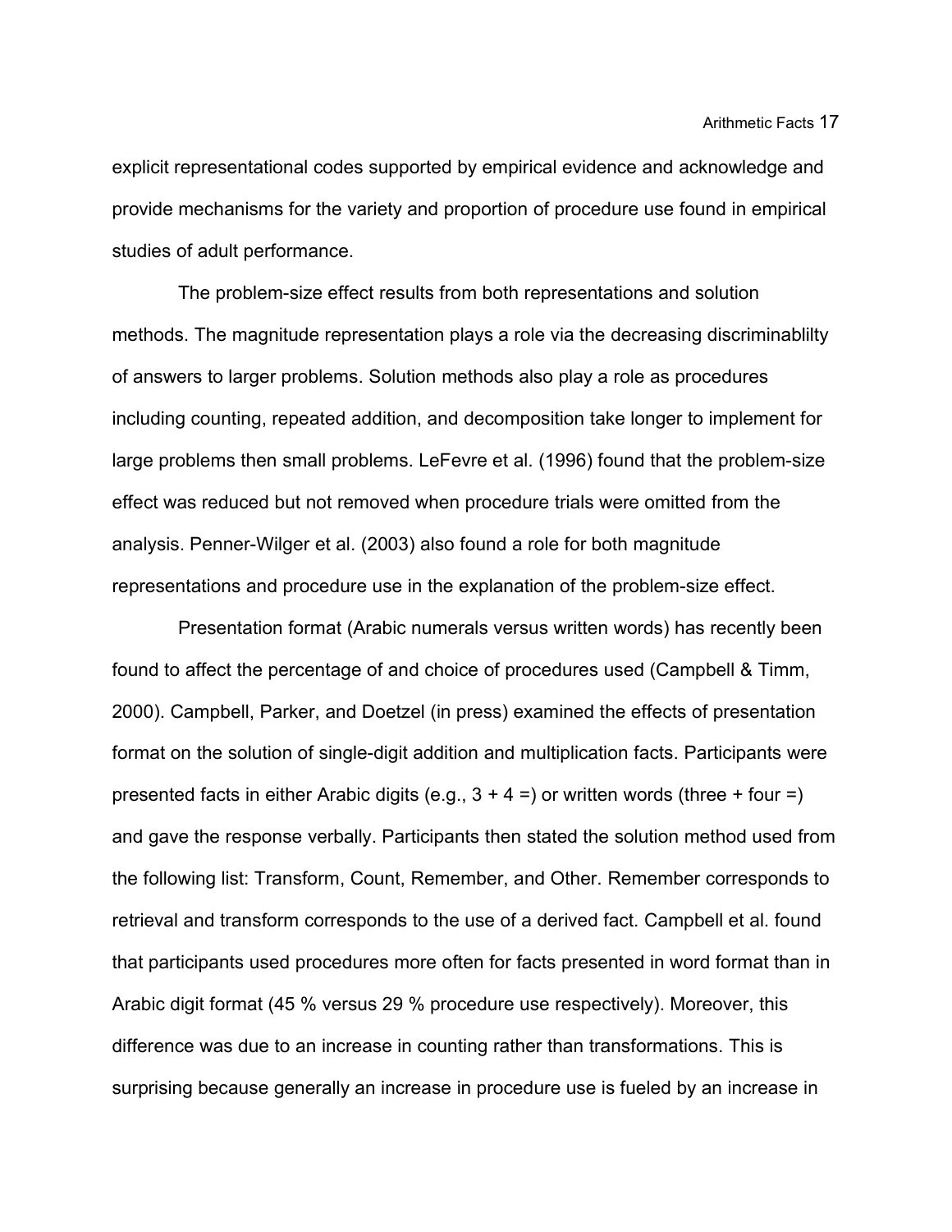explicit representational codes supported by empirical evidence and acknowledge and provide mechanisms for the variety and proportion of procedure use found in empirical studies of adult performance.

The problem-size effect results from both representations and solution methods. The magnitude representation plays a role via the decreasing discriminablilty of answers to larger problems. Solution methods also play a role as procedures including counting, repeated addition, and decomposition take longer to implement for large problems then small problems. LeFevre et al. (1996) found that the problem-size effect was reduced but not removed when procedure trials were omitted from the analysis. Penner-Wilger et al. (2003) also found a role for both magnitude representations and procedure use in the explanation of the problem-size effect.

Presentation format (Arabic numerals versus written words) has recently been found to affect the percentage of and choice of procedures used (Campbell & Timm, 2000). Campbell, Parker, and Doetzel (in press) examined the effects of presentation format on the solution of single-digit addition and multiplication facts. Participants were presented facts in either Arabic digits (e.g., 3 + 4 =) or written words (three + four =) and gave the response verbally. Participants then stated the solution method used from the following list: Transform, Count, Remember, and Other. Remember corresponds to retrieval and transform corresponds to the use of a derived fact. Campbell et al. found that participants used procedures more often for facts presented in word format than in Arabic digit format (45 % versus 29 % procedure use respectively). Moreover, this difference was due to an increase in counting rather than transformations. This is surprising because generally an increase in procedure use is fueled by an increase in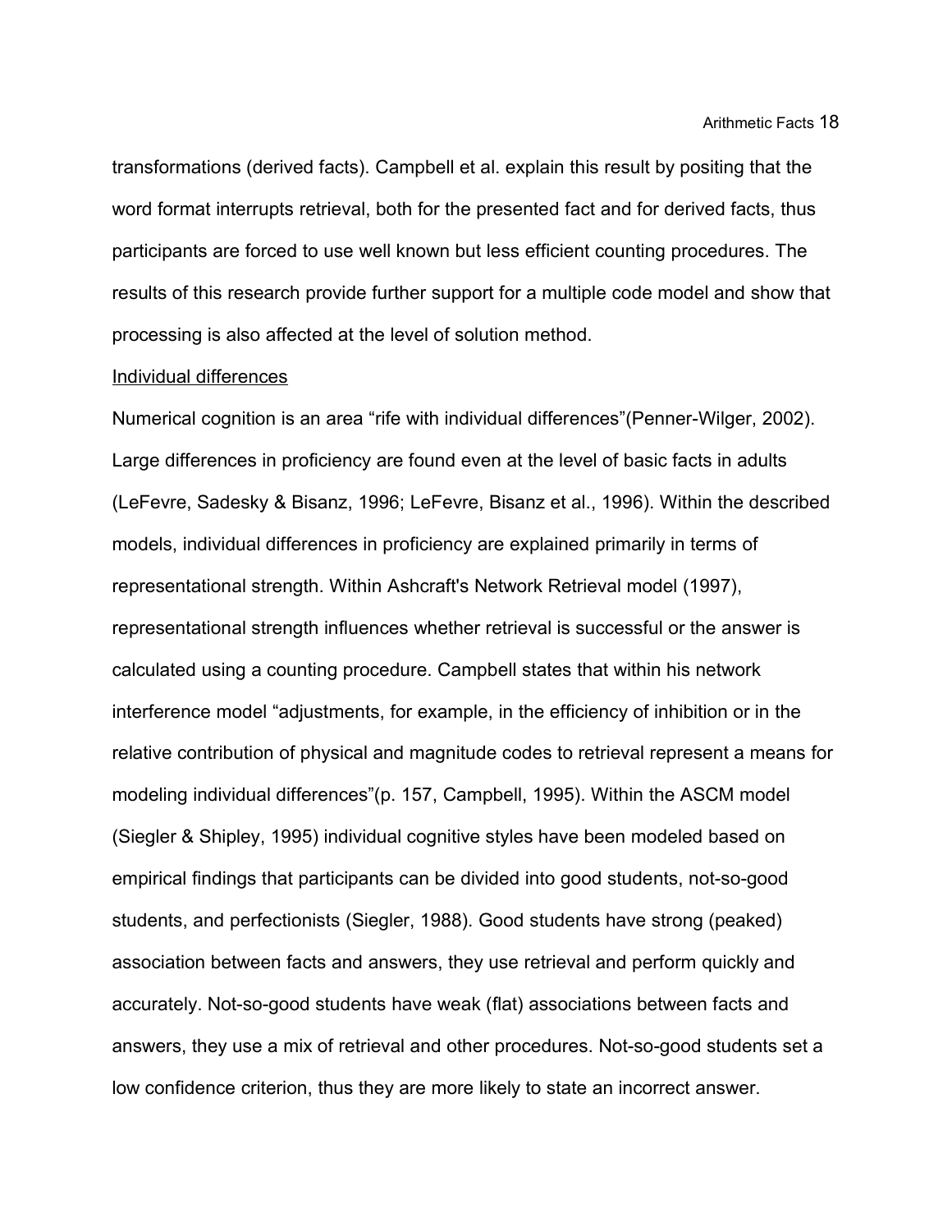transformations (derived facts). Campbell et al. explain this result by positing that the word format interrupts retrieval, both for the presented fact and for derived facts, thus participants are forced to use well known but less efficient counting procedures. The results of this research provide further support for a multiple code model and show that processing is also affected at the level of solution method.

<u>Individual differences</u>

Numerical cognition is an area "rife with individual differences"(Penner-Wilger, 2002). Large differences in proficiency are found even at the level of basic facts in adults (LeFevre, Sadesky & Bisanz, 1996; LeFevre, Bisanz et al., 1996). Within the described models, individual differences in proficiency are explained primarily in terms of representational strength. Within Ashcraft's Network Retrieval model (1997), representational strength influences whether retrieval is successful or the answer is calculated using a counting procedure. Campbell states that within his network interference model "adjustments, for example, in the efficiency of inhibition or in the relative contribution of physical and magnitude codes to retrieval represent a means for modeling individual differences"(p. 157, Campbell, 1995). Within the ASCM model (Siegler & Shipley, 1995) individual cognitive styles have been modeled based on empirical findings that participants can be divided into good students, not-so-good students, and perfectionists (Siegler, 1988). Good students have strong (peaked) association between facts and answers, they use retrieval and perform quickly and accurately. Not-so-good students have weak (flat) associations between facts and answers, they use a mix of retrieval and other procedures. Not-so-good students set a low confidence criterion, thus they are more likely to state an incorrect answer.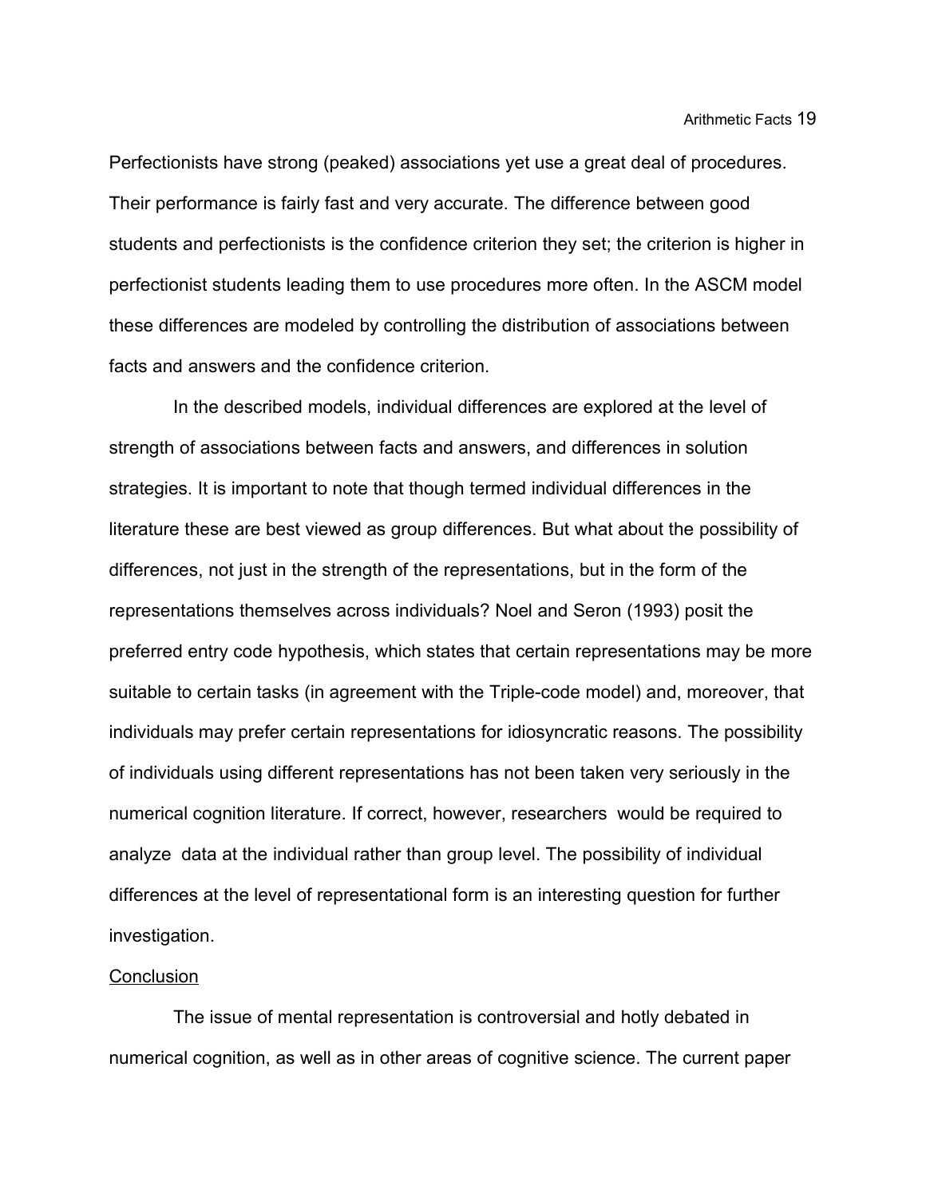Perfectionists have strong (peaked) associations yet use a great deal of procedures. Their performance is fairly fast and very accurate. The difference between good students and perfectionists is the confidence criterion they set; the criterion is higher in perfectionist students leading them to use procedures more often. In the ASCM model these differences are modeled by controlling the distribution of associations between facts and answers and the confidence criterion.

In the described models, individual differences are explored at the level of strength of associations between facts and answers, and differences in solution strategies. It is important to note that though termed individual differences in the literature these are best viewed as group differences. But what about the possibility of differences, not just in the strength of the representations, but in the form of the representations themselves across individuals? Noel and Seron (1993) posit the preferred entry code hypothesis, which states that certain representations may be more suitable to certain tasks (in agreement with the Triple-code model) and, moreover, that individuals may prefer certain representations for idiosyncratic reasons. The possibility of individuals using different representations has not been taken very seriously in the numerical cognition literature. If correct, however, researchers would be required to analyze data at the individual rather than group level. The possibility of individual differences at the level of representational form is an interesting question for further investigation.

## Conclusion

The issue of mental representation is controversial and hotly debated in numerical cognition, as well as in other areas of cognitive science. The current paper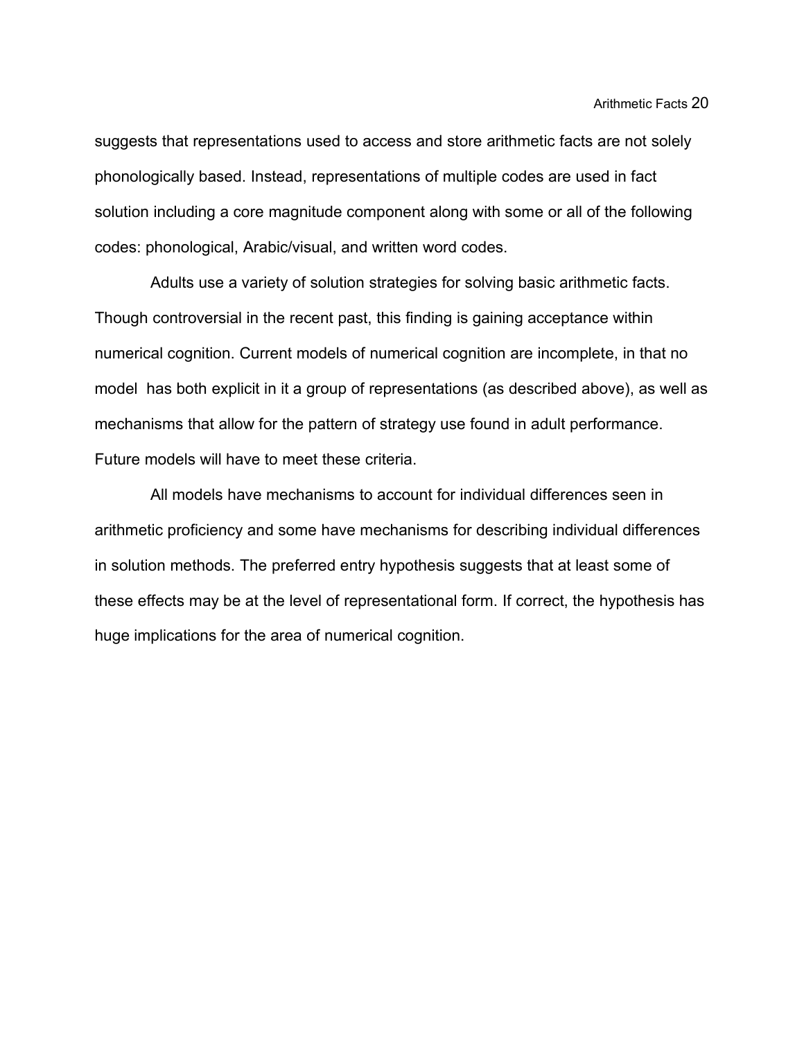suggests that representations used to access and store arithmetic facts are not solely phonologically based. Instead, representations of multiple codes are used in fact solution including a core magnitude component along with some or all of the following codes: phonological, Arabic/visual, and written word codes.

Adults use a variety of solution strategies for solving basic arithmetic facts. Though controversial in the recent past, this finding is gaining acceptance within numerical cognition. Current models of numerical cognition are incomplete, in that no model has both explicit in it a group of representations (as described above), as well as mechanisms that allow for the pattern of strategy use found in adult performance. Future models will have to meet these criteria.

All models have mechanisms to account for individual differences seen in arithmetic proficiency and some have mechanisms for describing individual differences in solution methods. The preferred entry hypothesis suggests that at least some of these effects may be at the level of representational form. If correct, the hypothesis has huge implications for the area of numerical cognition.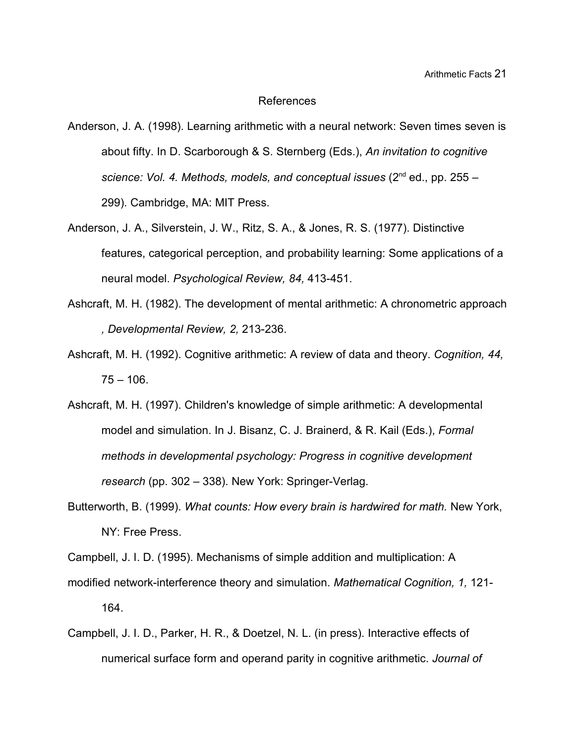# References

Anderson, J. A. (1998). Learning arithmetic with a neural network: Seven times seven is about fifty. In D. Scarborough & S. Sternberg (Eds.), *An invitation to cognitive science: Vol. 4. Methods, models, and conceptual issues* (2nd ed., pp. 255 – 299). Cambridge, MA: MIT Press.

Anderson, J. A., Silverstein, J. W., Ritz, S. A., & Jones, R. S. (1977). Distinctive features, categorical perception, and probability learning: Some applications of a neural model. *Psychological Review, 84,* 413-451.

Ashcraft, M. H. (1982). The development of mental arithmetic: A chronometric approach *, Developmental Review, 2,* 213-236.

Ashcraft, M. H. (1992). Cognitive arithmetic: A review of data and theory. *Cognition, 44,* 75 – 106.

Ashcraft, M. H. (1997). Children's knowledge of simple arithmetic: A developmental model and simulation. In J. Bisanz, C. J. Brainerd, & R. Kail (Eds.), *Formal methods in developmental psychology: Progress in cognitive development research* (pp. 302 – 338). New York: Springer-Verlag.

Butterworth, B. (1999). *What counts: How every brain is hardwired for math.* New York, NY: Free Press.

Campbell, J. I. D. (1995). Mechanisms of simple addition and multiplication: A modified network-interference theory and simulation. *Mathematical Cognition, 1,* 121-164.

Campbell, J. I. D., Parker, H. R., & Doetzel, N. L. (in press). Interactive effects of numerical surface form and operand parity in cognitive arithmetic. *Journal of*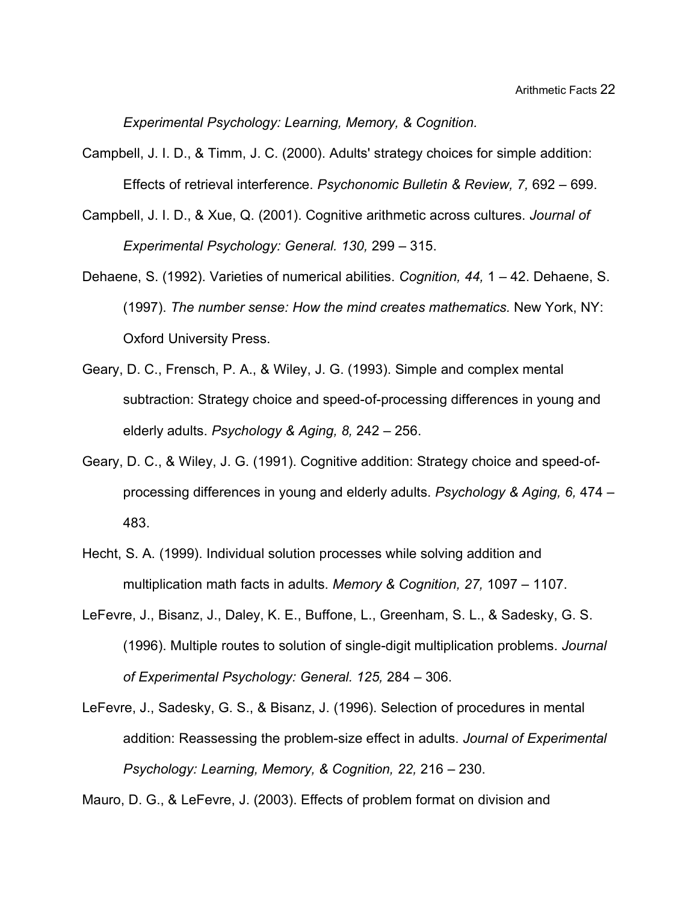*Experimental Psychology: Learning, Memory, & Cognition.*

Campbell, J. I. D., & Timm, J. C. (2000). Adults' strategy choices for simple addition: Effects of retrieval interference. *Psychonomic Bulletin & Review, 7,* 692 – 699.

Campbell, J. I. D., & Xue, Q. (2001). Cognitive arithmetic across cultures. *Journal of Experimental Psychology: General. 130,* 299 – 315.

Dehaene, S. (1992). Varieties of numerical abilities. *Cognition, 44,* 1 – 42. Dehaene, S. (1997). *The number sense: How the mind creates mathematics*. New York, NY: Oxford University Press.

Geary, D. C., Frensch, P. A., & Wiley, J. G. (1993). Simple and complex mental subtraction: Strategy choice and speed-of-processing differences in young and elderly adults. *Psychology & Aging, 8,* 242 – 256.

Geary, D. C., & Wiley, J. G. (1991). Cognitive addition: Strategy choice and speed-of-processing differences in young and elderly adults. *Psychology & Aging, 6,* 474 – 483.

Hecht, S. A. (1999). Individual solution processes while solving addition and multiplication math facts in adults. *Memory & Cognition, 27,* 1097 – 1107.

LeFevre, J., Bisanz, J., Daley, K. E., Buffone, L., Greenham, S. L., & Sadesky, G. S. (1996). Multiple routes to solution of single-digit multiplication problems. *Journal of Experimental Psychology: General. 125,* 284 – 306.

LeFevre, J., Sadesky, G. S., & Bisanz, J. (1996). Selection of procedures in mental addition: Reassessing the problem-size effect in adults. *Journal of Experimental Psychology: Learning, Memory, & Cognition, 22,* 216 – 230.

Mauro, D. G., & LeFevre, J. (2003). Effects of problem format on division and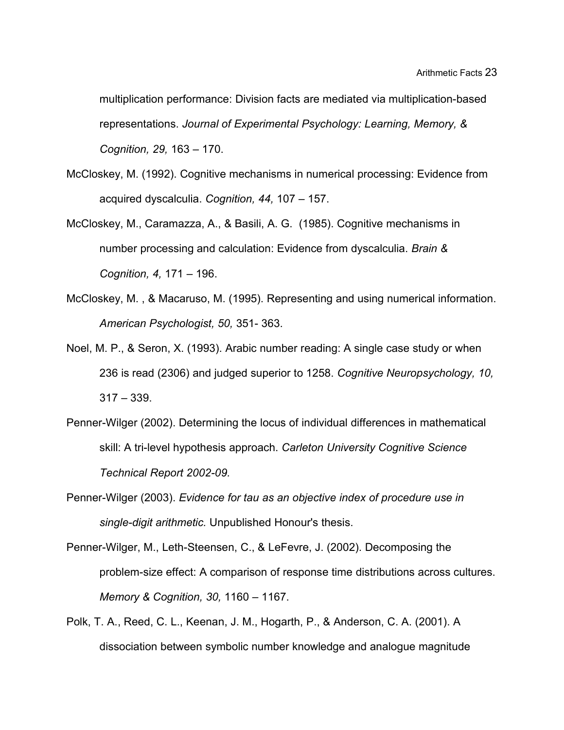multiplication performance: Division facts are mediated via multiplication-based representations. *Journal of Experimental Psychology: Learning, Memory, & Cognition, 29,* 163 – 170.

McCloskey, M. (1992). Cognitive mechanisms in numerical processing: Evidence from acquired dyscalculia. *Cognition, 44,* 107 – 157.

McCloskey, M., Caramazza, A., & Basili, A. G. (1985). Cognitive mechanisms in number processing and calculation: Evidence from dyscalculia. *Brain & Cognition, 4,* 171 – 196.

McCloskey, M. , & Macaruso, M. (1995). Representing and using numerical information. *American Psychologist, 50,* 351- 363.

Noel, M. P., & Seron, X. (1993). Arabic number reading: A single case study or when 236 is read (2306) and judged superior to 1258. *Cognitive Neuropsychology, 10,* 317 – 339.

Penner-Wilger (2002). Determining the locus of individual differences in mathematical skill: A tri-level hypothesis approach. *Carleton University Cognitive Science Technical Report 2002-09.*

Penner-Wilger (2003). *Evidence for tau as an objective index of procedure use in single-digit arithmetic.* Unpublished Honour's thesis.

Penner-Wilger, M., Leth-Steensen, C., & LeFevre, J. (2002). Decomposing the problem-size effect: A comparison of response time distributions across cultures. *Memory & Cognition, 30,* 1160 – 1167.

Polk, T. A., Reed, C. L., Keenan, J. M., Hogarth, P., & Anderson, C. A. (2001). A dissociation between symbolic number knowledge and analogue magnitude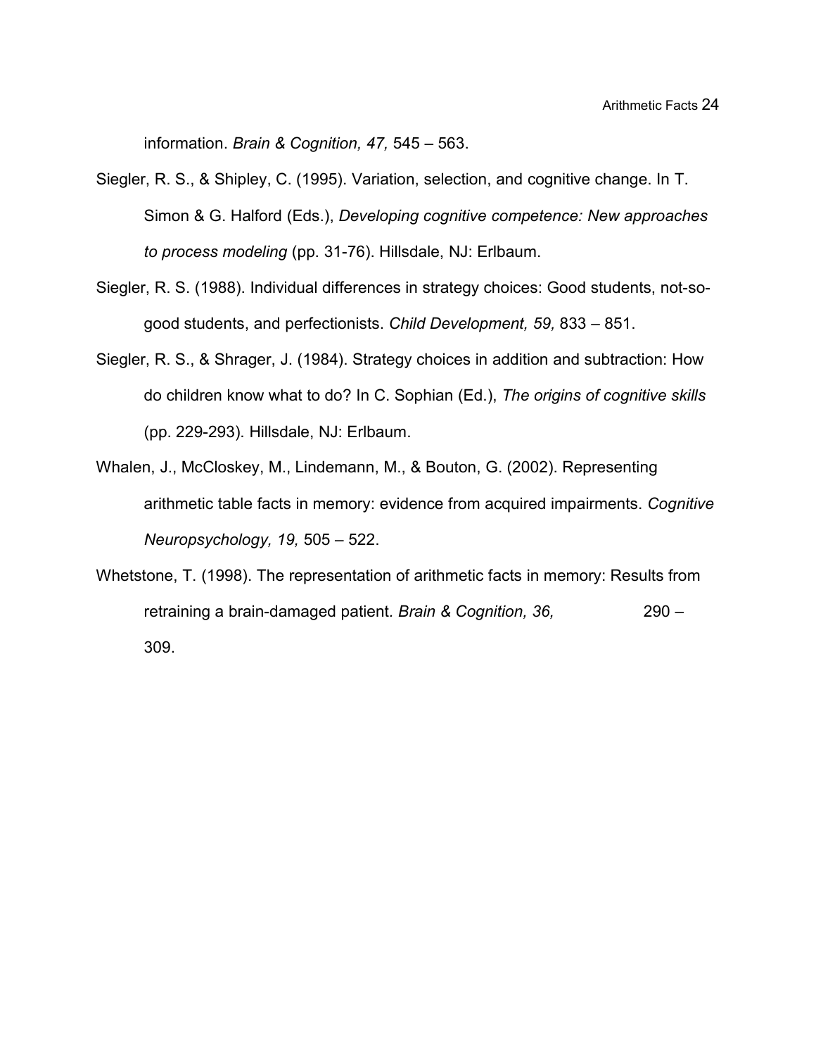information. *Brain & Cognition, 47,* 545 – 563.

Siegler, R. S., & Shipley, C. (1995). Variation, selection, and cognitive change. In T. Simon & G. Halford (Eds.), *Developing cognitive competence: New approaches to process modeling* (pp. 31-76). Hillsdale, NJ: Erlbaum.

Siegler, R. S. (1988). Individual differences in strategy choices: Good students, not-so-good students, and perfectionists. *Child Development, 59,* 833 – 851.

Siegler, R. S., & Shrager, J. (1984). Strategy choices in addition and subtraction: How do children know what to do? In C. Sophian (Ed.), *The origins of cognitive skills* (pp. 229-293). Hillsdale, NJ: Erlbaum.

Whalen, J., McCloskey, M., Lindemann, M., & Bouton, G. (2002). Representing arithmetic table facts in memory: evidence from acquired impairments. *Cognitive Neuropsychology, 19,* 505 – 522.

Whetstone, T. (1998). The representation of arithmetic facts in memory: Results from retraining a brain-damaged patient. *Brain & Cognition, 36,* 290 – 309.